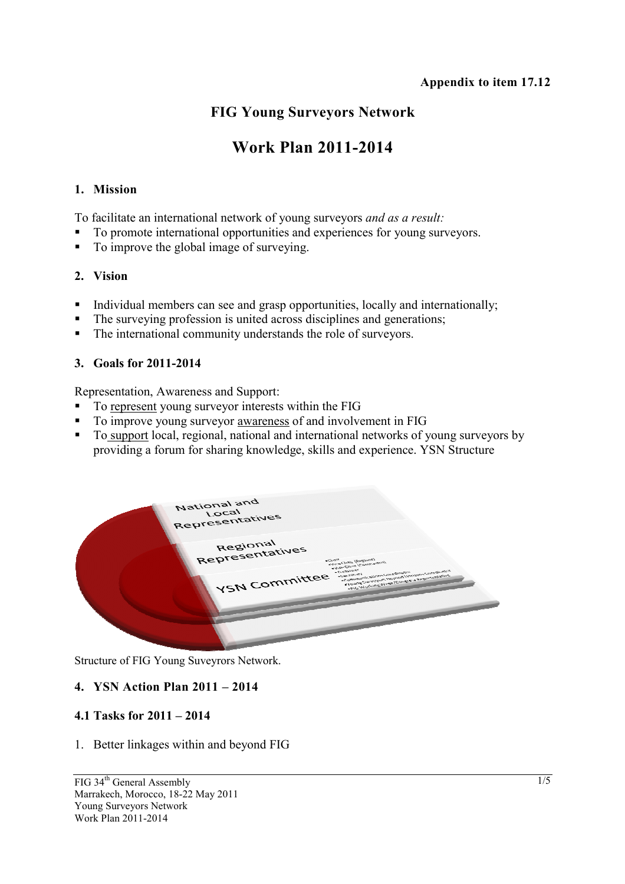**Appendix to item 17.12**

# FIG Young Surveyors Network

# Work Plan 2011-2014

## 1. Mission

To facilitate an international network of young surveyors *and as a result:*

- To promote international opportunities and experiences for young surveyors.
- To improve the global image of surveying.

## 2. Vision

- Individual members can see and grasp opportunities, locally and internationally;
- The surveying profession is united across disciplines and generations;
- The international community understands the role of surveyors.

## 3. Goals for 2011-2014

Representation, Awareness and Support:

- To represent young surveyor interests within the FIG
- To improve young surveyor awareness of and involvement in FIG
- To support local, regional, national and international networks of young surveyors by providing a forum for sharing knowledge, skills and experience. YSN Structure

Structure of FIG Young Suveyrors Network.

## 4. YSN Action Plan 2011 – 2014

### 4.1 Tasks for 2011 – 2014

1. Better linkages within and beyond FIG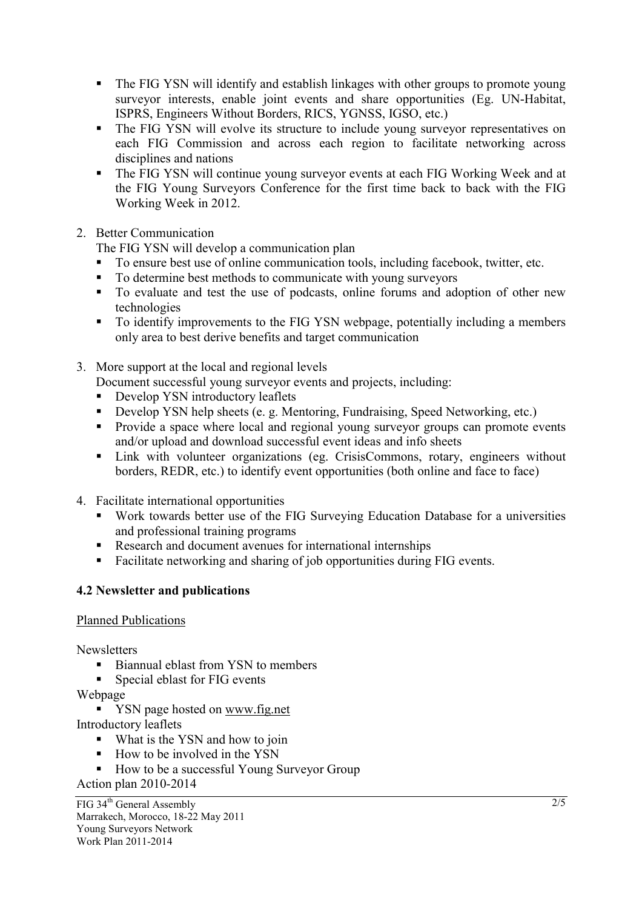- The FIG YSN will identify and establish linkages with other groups to promote young surveyor interests, enable joint events and share opportunities (Eg. UN-Habitat, ISPRS, Engineers Without Borders, RICS, YGNSS, IGSO, etc.)
- The FIG YSN will evolve its structure to include young surveyor representatives on each FIG Commission and across each region to facilitate networking across disciplines and nations
- The FIG YSN will continue young surveyor events at each FIG Working Week and at the FIG Young Surveyors Conference for the first time back to back with the FIG Working Week in 2012.

2. Better Communication

   The FIG YSN will develop a communication plan
   - To ensure best use of online communication tools, including facebook, twitter, etc.
   - To determine best methods to communicate with young surveyors
   - To evaluate and test the use of podcasts, online forums and adoption of other new technologies
   - To identify improvements to the FIG YSN webpage, potentially including a members only area to best derive benefits and target communication

3. More support at the local and regional levels

   Document successful young surveyor events and projects, including:
   - Develop YSN introductory leaflets
   - Develop YSN help sheets (e. g. Mentoring, Fundraising, Speed Networking, etc.)
   - Provide a space where local and regional young surveyor groups can promote events and/or upload and download successful event ideas and info sheets
   - Link with volunteer organizations (eg. CrisisCommons, rotary, engineers without borders, REDR, etc.) to identify event opportunities (both online and face to face)

4. Facilitate international opportunities
   - Work towards better use of the FIG Surveying Education Database for a universities and professional training programs
   - Research and document avenues for international internships
   - Facilitate networking and sharing of job opportunities during FIG events.

### 4.2 Newsletter and publications

Planned Publications

Newsletters
- Biannual eblast from YSN to members
- Special eblast for FIG events

Webpage
- YSN page hosted on www.fig.net

Introductory leaflets
- What is the YSN and how to join
- How to be involved in the YSN
- How to be a successful Young Surveyor Group

Action plan 2010-2014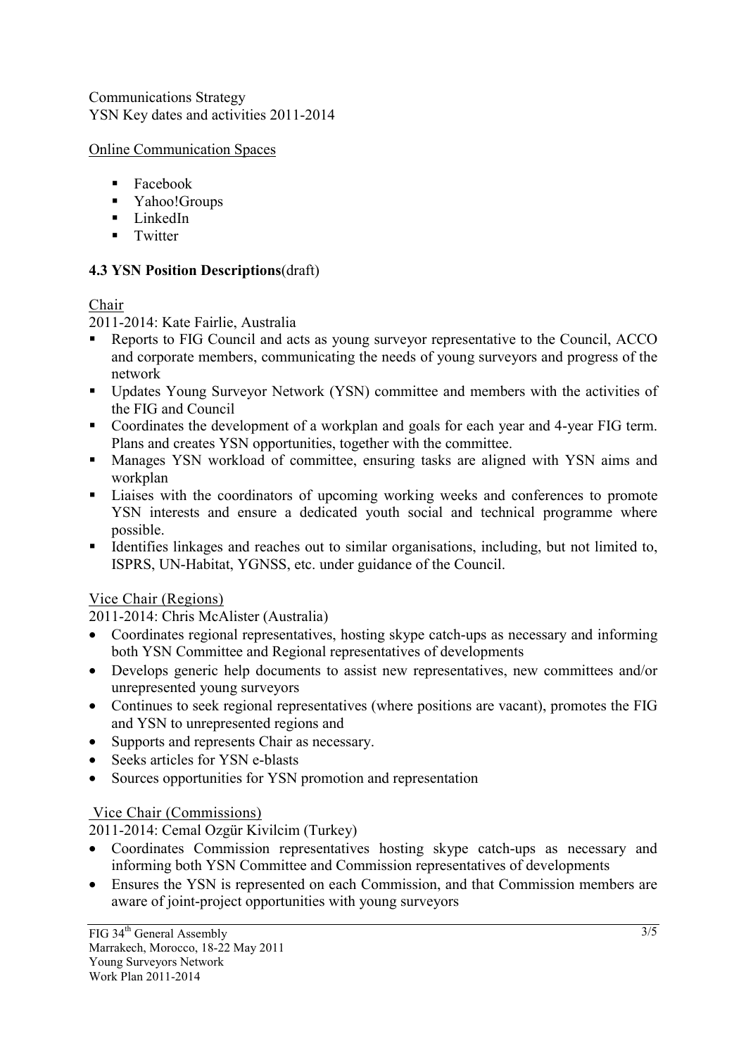Communications Strategy
YSN Key dates and activities 2011-2014

Online Communication Spaces

- Facebook
- Yahoo!Groups
- LinkedIn
- Twitter

### 4.3 YSN Position Descriptions(draft)

Chair

2011-2014: Kate Fairlie, Australia

- Reports to FIG Council and acts as young surveyor representative to the Council, ACCO and corporate members, communicating the needs of young surveyors and progress of the network
- Updates Young Surveyor Network (YSN) committee and members with the activities of the FIG and Council
- Coordinates the development of a workplan and goals for each year and 4-year FIG term. Plans and creates YSN opportunities, together with the committee.
- Manages YSN workload of committee, ensuring tasks are aligned with YSN aims and workplan
- Liaises with the coordinators of upcoming working weeks and conferences to promote YSN interests and ensure a dedicated youth social and technical programme where possible.
- Identifies linkages and reaches out to similar organisations, including, but not limited to, ISPRS, UN-Habitat, YGNSS, etc. under guidance of the Council.

Vice Chair (Regions)

2011-2014: Chris McAlister (Australia)

- Coordinates regional representatives, hosting skype catch-ups as necessary and informing both YSN Committee and Regional representatives of developments
- Develops generic help documents to assist new representatives, new committees and/or unrepresented young surveyors
- Continues to seek regional representatives (where positions are vacant), promotes the FIG and YSN to unrepresented regions and
- Supports and represents Chair as necessary.
- Seeks articles for YSN e-blasts
- Sources opportunities for YSN promotion and representation

Vice Chair (Commissions)

2011-2014: Cemal Ozgür Kivilcim (Turkey)

- Coordinates Commission representatives hosting skype catch-ups as necessary and informing both YSN Committee and Commission representatives of developments
- Ensures the YSN is represented on each Commission, and that Commission members are aware of joint-project opportunities with young surveyors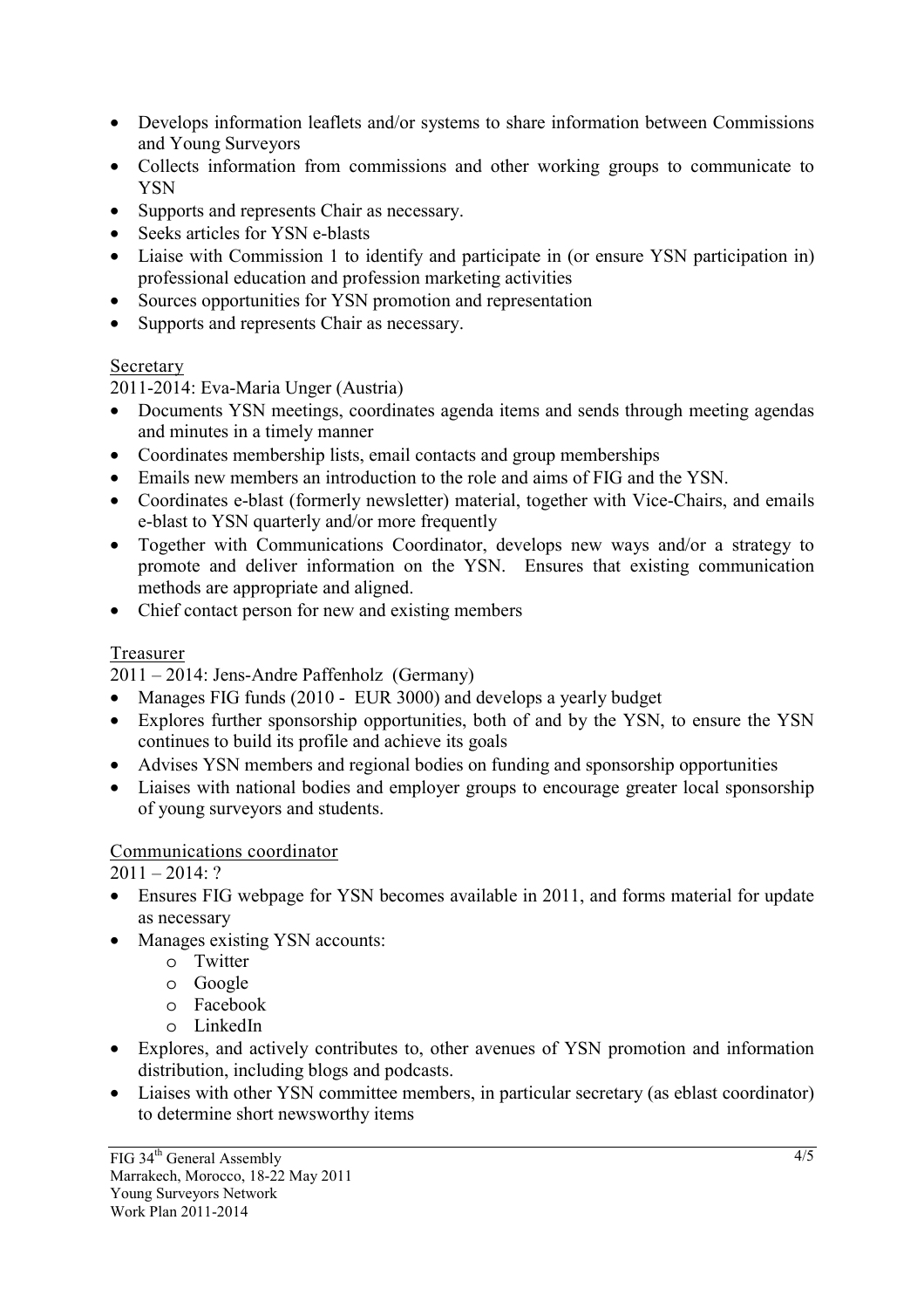- Develops information leaflets and/or systems to share information between Commissions and Young Surveyors
- Collects information from commissions and other working groups to communicate to YSN
- Supports and represents Chair as necessary.
- Seeks articles for YSN e-blasts
- Liaise with Commission 1 to identify and participate in (or ensure YSN participation in) professional education and profession marketing activities
- Sources opportunities for YSN promotion and representation
- Supports and represents Chair as necessary.

### Secretary

2011-2014: Eva-Maria Unger (Austria)

- Documents YSN meetings, coordinates agenda items and sends through meeting agendas and minutes in a timely manner
- Coordinates membership lists, email contacts and group memberships
- Emails new members an introduction to the role and aims of FIG and the YSN.
- Coordinates e-blast (formerly newsletter) material, together with Vice-Chairs, and emails e-blast to YSN quarterly and/or more frequently
- Together with Communications Coordinator, develops new ways and/or a strategy to promote and deliver information on the YSN. Ensures that existing communication methods are appropriate and aligned.
- Chief contact person for new and existing members

### Treasurer

2011 – 2014: Jens-Andre Paffenholz (Germany)

- Manages FIG funds (2010 - EUR 3000) and develops a yearly budget
- Explores further sponsorship opportunities, both of and by the YSN, to ensure the YSN continues to build its profile and achieve its goals
- Advises YSN members and regional bodies on funding and sponsorship opportunities
- Liaises with national bodies and employer groups to encourage greater local sponsorship of young surveyors and students.

### Communications coordinator

2011 – 2014: ?

- Ensures FIG webpage for YSN becomes available in 2011, and forms material for update as necessary
- Manages existing YSN accounts:
  - Twitter
  - Google
  - Facebook
  - LinkedIn
- Explores, and actively contributes to, other avenues of YSN promotion and information distribution, including blogs and podcasts.
- Liaises with other YSN committee members, in particular secretary (as eblast coordinator) to determine short newsworthy items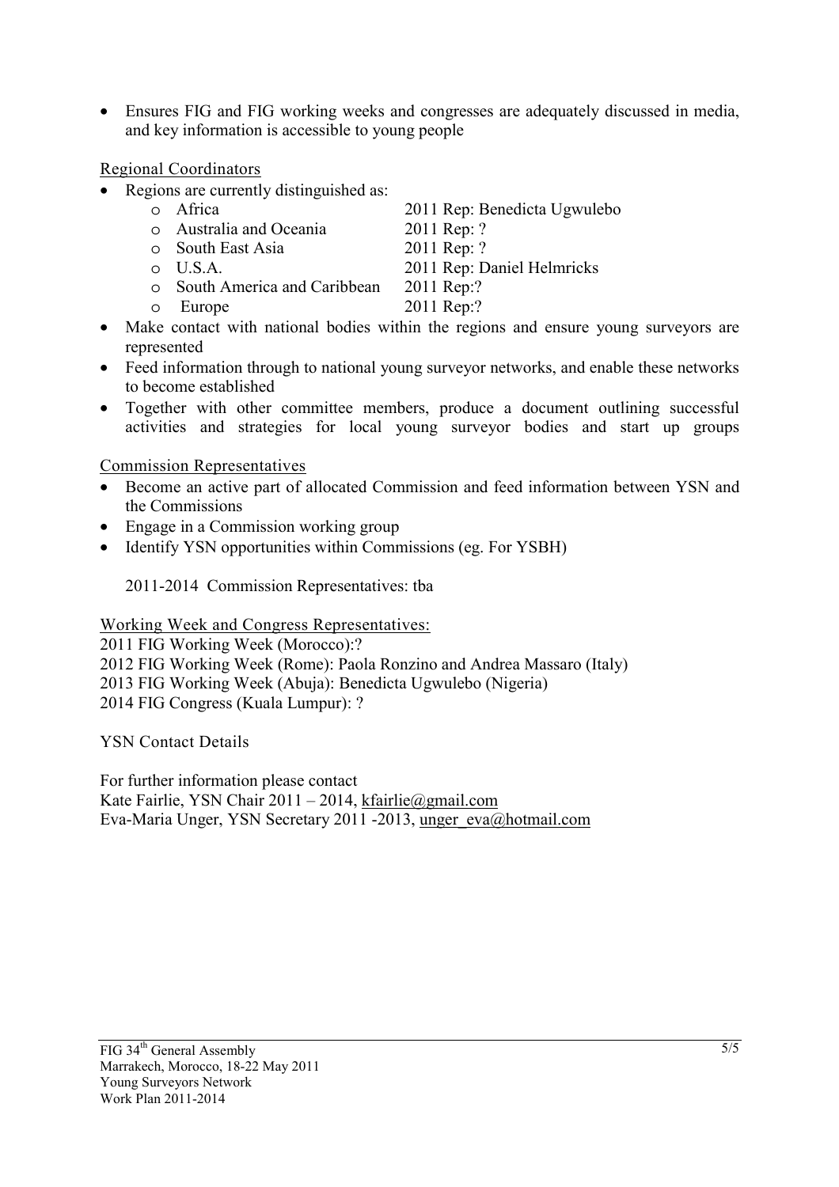- Ensures FIG and FIG working weeks and congresses are adequately discussed in media, and key information is accessible to young people

Regional Coordinators

- Regions are currently distinguished as:
  - Africa — 2011 Rep: Benedicta Ugwulebo
  - Australia and Oceania — 2011 Rep: ?
  - South East Asia — 2011 Rep: ?
  - U.S.A. — 2011 Rep: Daniel Helmricks
  - South America and Caribbean — 2011 Rep:?
  - Europe — 2011 Rep:?
- Make contact with national bodies within the regions and ensure young surveyors are represented
- Feed information through to national young surveyor networks, and enable these networks to become established
- Together with other committee members, produce a document outlining successful activities and strategies for local young surveyor bodies and start up groups

Commission Representatives

- Become an active part of allocated Commission and feed information between YSN and the Commissions
- Engage in a Commission working group
- Identify YSN opportunities within Commissions (eg. For YSBH)

2011-2014 Commission Representatives: tba

Working Week and Congress Representatives:

2011 FIG Working Week (Morocco):?
2012 FIG Working Week (Rome): Paola Ronzino and Andrea Massaro (Italy)
2013 FIG Working Week (Abuja): Benedicta Ugwulebo (Nigeria)
2014 FIG Congress (Kuala Lumpur): ?

YSN Contact Details

For further information please contact
Kate Fairlie, YSN Chair 2011 – 2014, kfairlie@gmail.com
Eva-Maria Unger, YSN Secretary 2011 -2013, unger_eva@hotmail.com